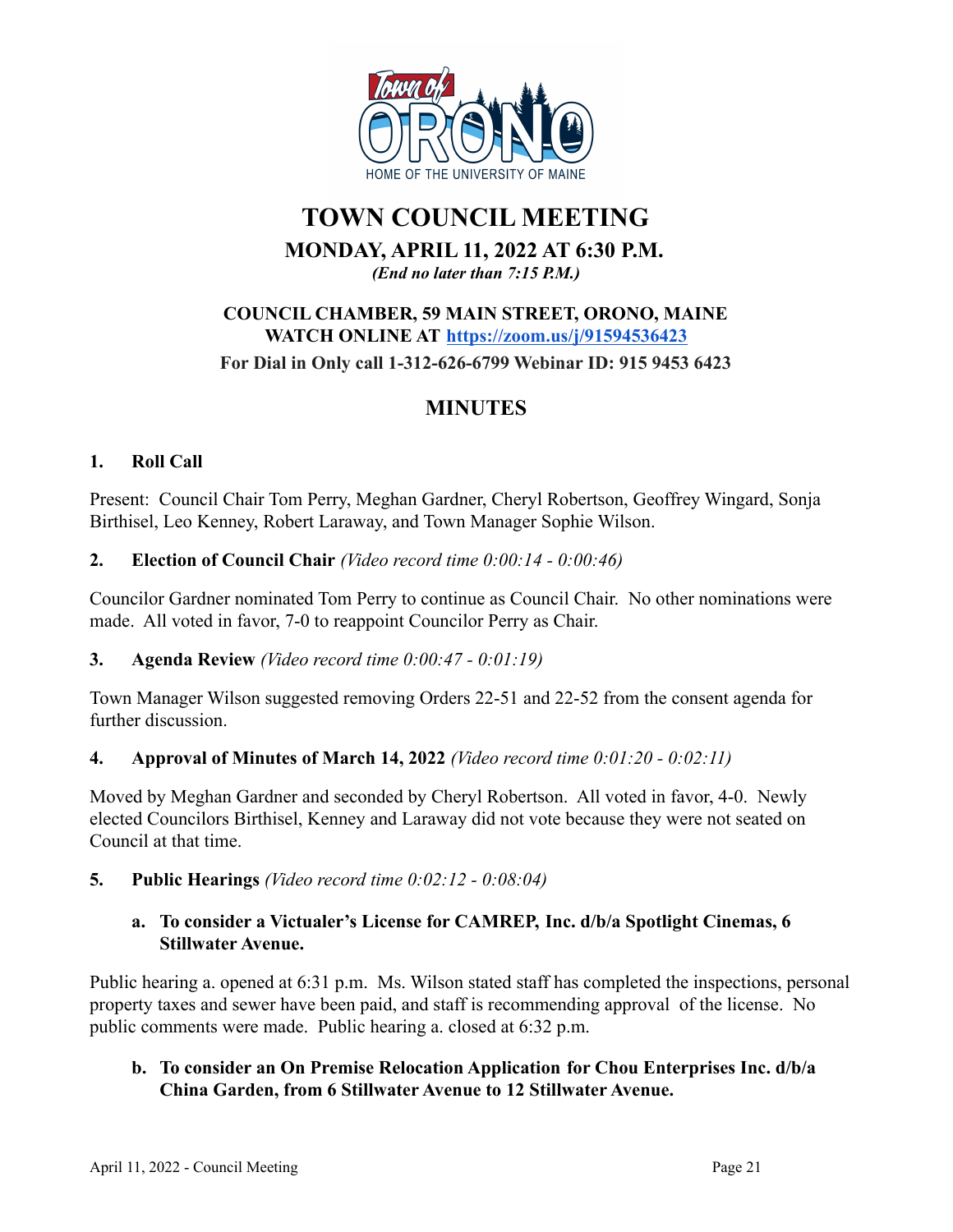# TOWN COUNCIL MEETING

## MONDAY, APRIL 11, 2022 AT 6:30 P.M.

*(End no later than 7:15 P.M.)*

**COUNCIL CHAMBER, 59 MAIN STREET, ORONO, MAINE**
**WATCH ONLINE AT https://zoom.us/j/91594536423**
**For Dial in Only call 1-312-626-6799 Webinar ID: 915 9453 6423**

## MINUTES

**1. Roll Call**

Present: Council Chair Tom Perry, Meghan Gardner, Cheryl Robertson, Geoffrey Wingard, Sonja Birthisel, Leo Kenney, Robert Laraway, and Town Manager Sophie Wilson.

**2. Election of Council Chair** *(Video record time 0:00:14 - 0:00:46)*

Councilor Gardner nominated Tom Perry to continue as Council Chair. No other nominations were made. All voted in favor, 7-0 to reappoint Councilor Perry as Chair.

**3. Agenda Review** *(Video record time 0:00:47 - 0:01:19)*

Town Manager Wilson suggested removing Orders 22-51 and 22-52 from the consent agenda for further discussion.

**4. Approval of Minutes of March 14, 2022** *(Video record time 0:01:20 - 0:02:11)*

Moved by Meghan Gardner and seconded by Cheryl Robertson. All voted in favor, 4-0. Newly elected Councilors Birthisel, Kenney and Laraway did not vote because they were not seated on Council at that time.

**5. Public Hearings** *(Video record time 0:02:12 - 0:08:04)*

**a. To consider a Victualer's License for CAMREP, Inc. d/b/a Spotlight Cinemas, 6 Stillwater Avenue.**

Public hearing a. opened at 6:31 p.m. Ms. Wilson stated staff has completed the inspections, personal property taxes and sewer have been paid, and staff is recommending approval of the license. No public comments were made. Public hearing a. closed at 6:32 p.m.

**b. To consider an On Premise Relocation Application for Chou Enterprises Inc. d/b/a China Garden, from 6 Stillwater Avenue to 12 Stillwater Avenue.**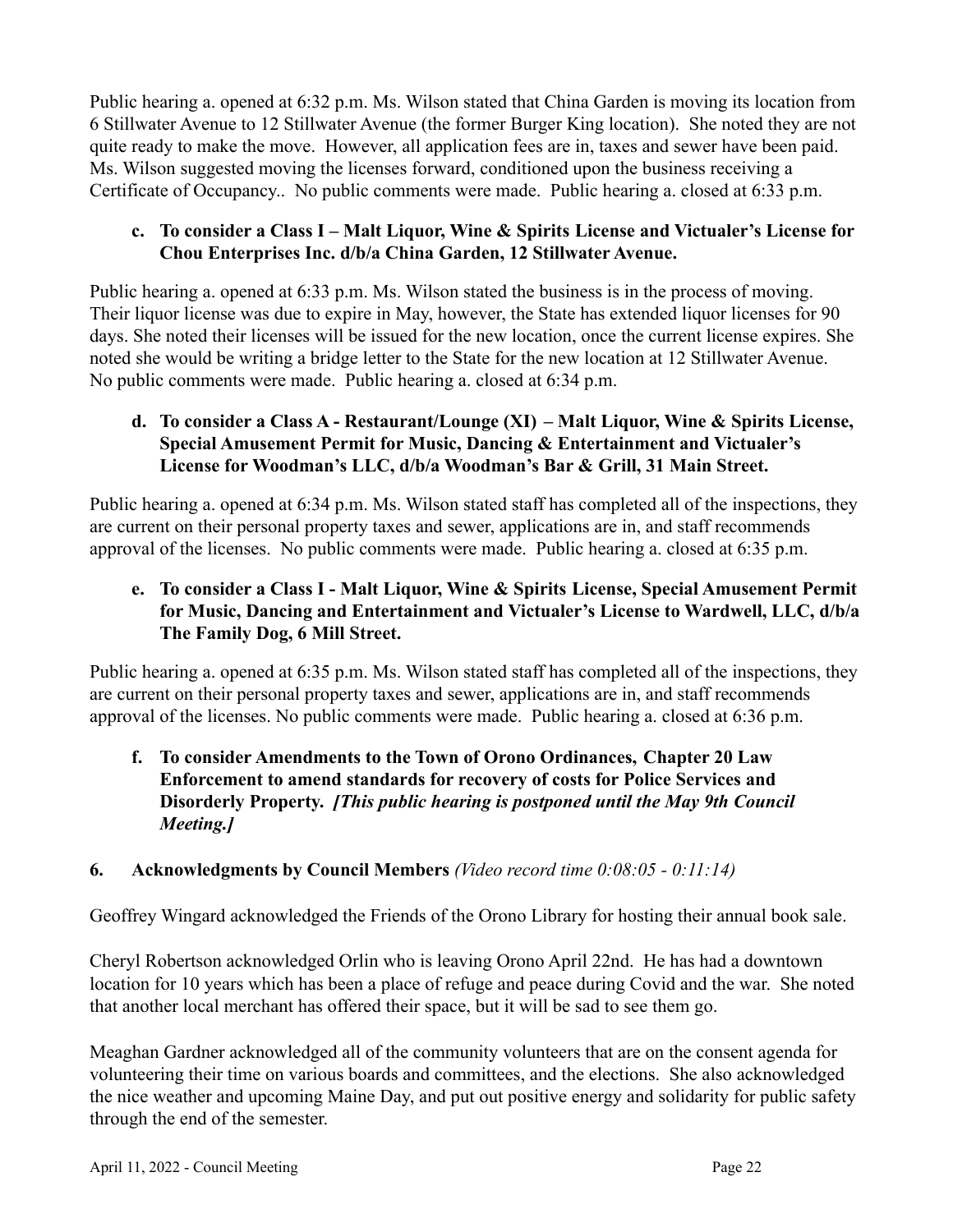Public hearing a. opened at 6:32 p.m. Ms. Wilson stated that China Garden is moving its location from 6 Stillwater Avenue to 12 Stillwater Avenue (the former Burger King location). She noted they are not quite ready to make the move. However, all application fees are in, taxes and sewer have been paid. Ms. Wilson suggested moving the licenses forward, conditioned upon the business receiving a Certificate of Occupancy.. No public comments were made. Public hearing a. closed at 6:33 p.m.

**c. To consider a Class I – Malt Liquor, Wine & Spirits License and Victualer's License for Chou Enterprises Inc. d/b/a China Garden, 12 Stillwater Avenue.**

Public hearing a. opened at 6:33 p.m. Ms. Wilson stated the business is in the process of moving. Their liquor license was due to expire in May, however, the State has extended liquor licenses for 90 days. She noted their licenses will be issued for the new location, once the current license expires. She noted she would be writing a bridge letter to the State for the new location at 12 Stillwater Avenue. No public comments were made. Public hearing a. closed at 6:34 p.m.

**d. To consider a Class A - Restaurant/Lounge (XI) – Malt Liquor, Wine & Spirits License, Special Amusement Permit for Music, Dancing & Entertainment and Victualer's License for Woodman's LLC, d/b/a Woodman's Bar & Grill, 31 Main Street.**

Public hearing a. opened at 6:34 p.m. Ms. Wilson stated staff has completed all of the inspections, they are current on their personal property taxes and sewer, applications are in, and staff recommends approval of the licenses. No public comments were made. Public hearing a. closed at 6:35 p.m.

**e. To consider a Class I - Malt Liquor, Wine & Spirits License, Special Amusement Permit for Music, Dancing and Entertainment and Victualer's License to Wardwell, LLC, d/b/a The Family Dog, 6 Mill Street.**

Public hearing a. opened at 6:35 p.m. Ms. Wilson stated staff has completed all of the inspections, they are current on their personal property taxes and sewer, applications are in, and staff recommends approval of the licenses. No public comments were made. Public hearing a. closed at 6:36 p.m.

**f. To consider Amendments to the Town of Orono Ordinances, Chapter 20 Law Enforcement to amend standards for recovery of costs for Police Services and Disorderly Property.** ***[This public hearing is postponed until the May 9th Council Meeting.]***

**6. Acknowledgments by Council Members** *(Video record time 0:08:05 - 0:11:14)*

Geoffrey Wingard acknowledged the Friends of the Orono Library for hosting their annual book sale.

Cheryl Robertson acknowledged Orlin who is leaving Orono April 22nd. He has had a downtown location for 10 years which has been a place of refuge and peace during Covid and the war. She noted that another local merchant has offered their space, but it will be sad to see them go.

Meaghan Gardner acknowledged all of the community volunteers that are on the consent agenda for volunteering their time on various boards and committees, and the elections. She also acknowledged the nice weather and upcoming Maine Day, and put out positive energy and solidarity for public safety through the end of the semester.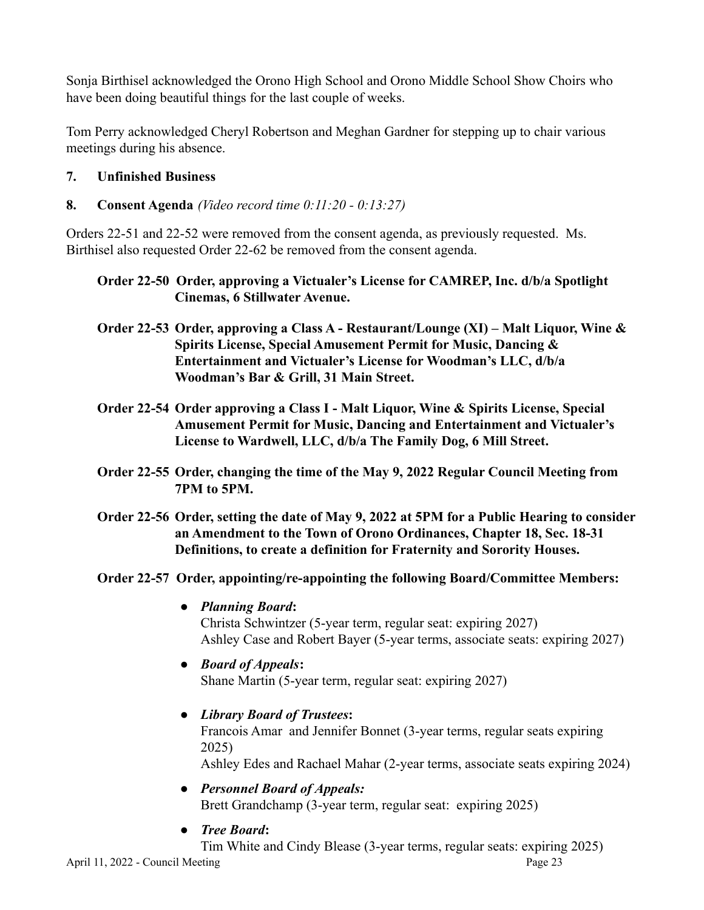Sonja Birthisel acknowledged the Orono High School and Orono Middle School Show Choirs who have been doing beautiful things for the last couple of weeks.

Tom Perry acknowledged Cheryl Robertson and Meghan Gardner for stepping up to chair various meetings during his absence.

**7. Unfinished Business**

**8. Consent Agenda** *(Video record time 0:11:20 - 0:13:27)*

Orders 22-51 and 22-52 were removed from the consent agenda, as previously requested. Ms. Birthisel also requested Order 22-62 be removed from the consent agenda.

**Order 22-50 Order, approving a Victualer's License for CAMREP, Inc. d/b/a Spotlight Cinemas, 6 Stillwater Avenue.**

**Order 22-53 Order, approving a Class A - Restaurant/Lounge (XI) – Malt Liquor, Wine & Spirits License, Special Amusement Permit for Music, Dancing & Entertainment and Victualer's License for Woodman's LLC, d/b/a Woodman's Bar & Grill, 31 Main Street.**

**Order 22-54 Order approving a Class I - Malt Liquor, Wine & Spirits License, Special Amusement Permit for Music, Dancing and Entertainment and Victualer's License to Wardwell, LLC, d/b/a The Family Dog, 6 Mill Street.**

**Order 22-55 Order, changing the time of the May 9, 2022 Regular Council Meeting from 7PM to 5PM.**

**Order 22-56 Order, setting the date of May 9, 2022 at 5PM for a Public Hearing to consider an Amendment to the Town of Orono Ordinances, Chapter 18, Sec. 18-31 Definitions, to create a definition for Fraternity and Sorority Houses.**

**Order 22-57 Order, appointing/re-appointing the following Board/Committee Members:**

- ***Planning Board*:**
  Christa Schwintzer (5-year term, regular seat: expiring 2027)
  Ashley Case and Robert Bayer (5-year terms, associate seats: expiring 2027)
- ***Board of Appeals*:**
  Shane Martin (5-year term, regular seat: expiring 2027)
- ***Library Board of Trustees*:**
  Francois Amar and Jennifer Bonnet (3-year terms, regular seats expiring 2025)
  Ashley Edes and Rachael Mahar (2-year terms, associate seats expiring 2024)
- ***Personnel Board of Appeals:***
  Brett Grandchamp (3-year term, regular seat: expiring 2025)
- ***Tree Board*:**
  Tim White and Cindy Blease (3-year terms, regular seats: expiring 2025)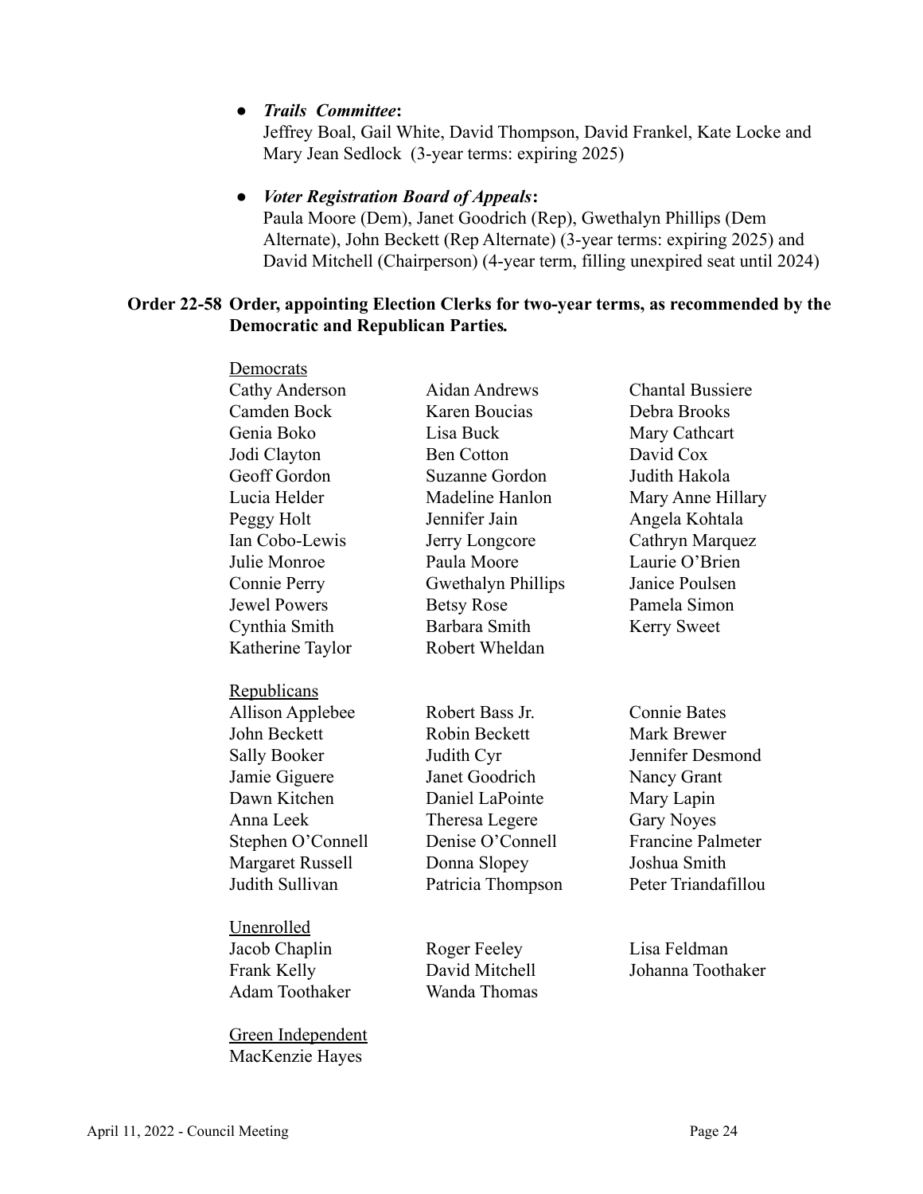- ***Trails Committee*:**
  Jeffrey Boal, Gail White, David Thompson, David Frankel, Kate Locke and Mary Jean Sedlock (3-year terms: expiring 2025)

- ***Voter Registration Board of Appeals*:**
  Paula Moore (Dem), Janet Goodrich (Rep), Gwethalyn Phillips (Dem Alternate), John Beckett (Rep Alternate) (3-year terms: expiring 2025) and David Mitchell (Chairperson) (4-year term, filling unexpired seat until 2024)

**Order 22-58 Order, appointing Election Clerks for two-year terms, as recommended by the Democratic and Republican Parties.**

<u>Democrats</u>

| | | |
|---|---|---|
| Cathy Anderson | Aidan Andrews | Chantal Bussiere |
| Camden Bock | Karen Boucias | Debra Brooks |
| Genia Boko | Lisa Buck | Mary Cathcart |
| Jodi Clayton | Ben Cotton | David Cox |
| Geoff Gordon | Suzanne Gordon | Judith Hakola |
| Lucia Helder | Madeline Hanlon | Mary Anne Hillary |
| Peggy Holt | Jennifer Jain | Angela Kohtala |
| Ian Cobo-Lewis | Jerry Longcore | Cathryn Marquez |
| Julie Monroe | Paula Moore | Laurie O'Brien |
| Connie Perry | Gwethalyn Phillips | Janice Poulsen |
| Jewel Powers | Betsy Rose | Pamela Simon |
| Cynthia Smith | Barbara Smith | Kerry Sweet |
| Katherine Taylor | Robert Wheldan | |

<u>Republicans</u>

| | | |
|---|---|---|
| Allison Applebee | Robert Bass Jr. | Connie Bates |
| John Beckett | Robin Beckett | Mark Brewer |
| Sally Booker | Judith Cyr | Jennifer Desmond |
| Jamie Giguere | Janet Goodrich | Nancy Grant |
| Dawn Kitchen | Daniel LaPointe | Mary Lapin |
| Anna Leek | Theresa Legere | Gary Noyes |
| Stephen O'Connell | Denise O'Connell | Francine Palmeter |
| Margaret Russell | Donna Slopey | Joshua Smith |
| Judith Sullivan | Patricia Thompson | Peter Triandafillou |

<u>Unenrolled</u>

| | | |
|---|---|---|
| Jacob Chaplin | Roger Feeley | Lisa Feldman |
| Frank Kelly | David Mitchell | Johanna Toothaker |
| Adam Toothaker | Wanda Thomas | |

<u>Green Independent</u>

MacKenzie Hayes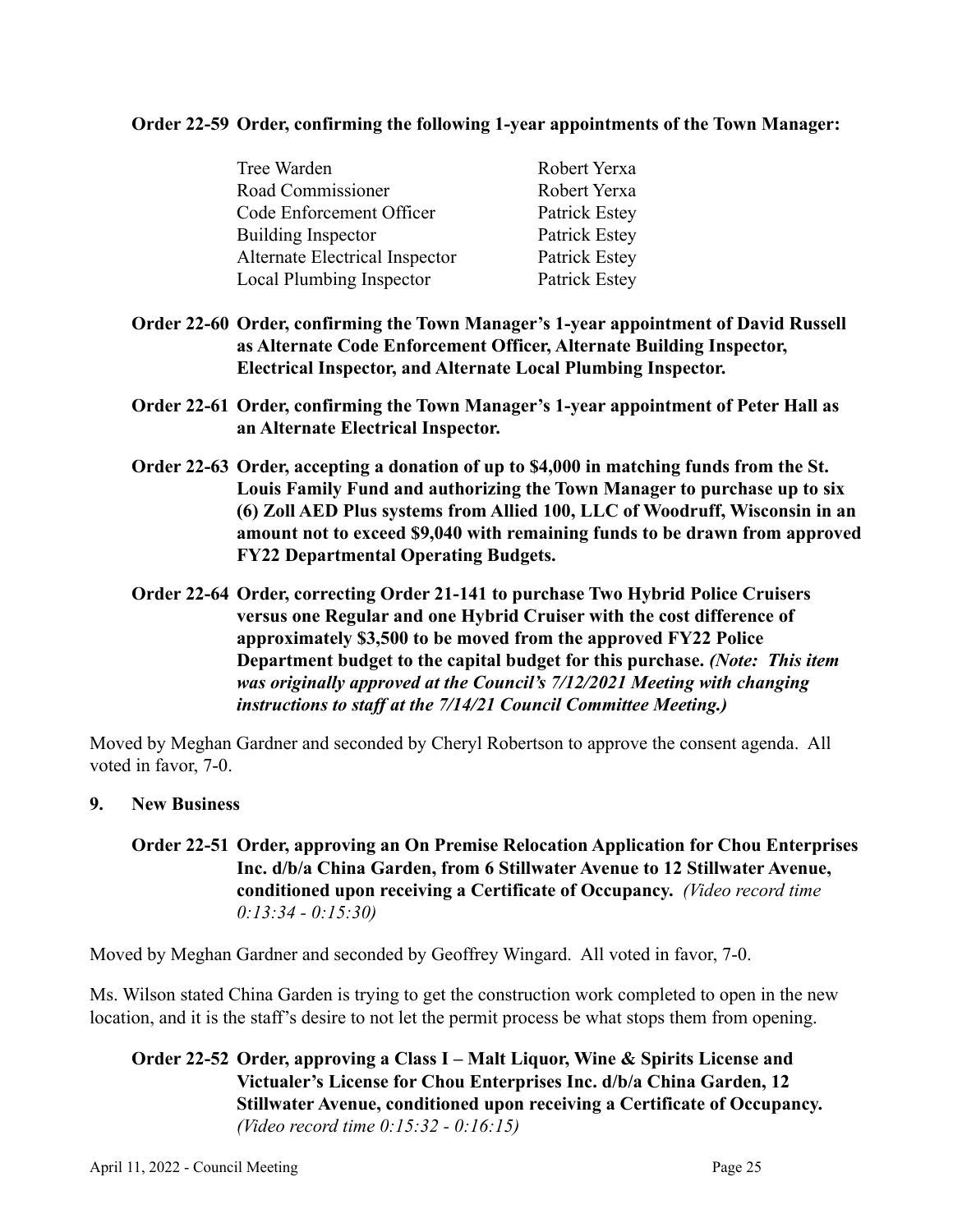**Order 22-59 Order, confirming the following 1-year appointments of the Town Manager:**

| | |
|---|---|
| Tree Warden | Robert Yerxa |
| Road Commissioner | Robert Yerxa |
| Code Enforcement Officer | Patrick Estey |
| Building Inspector | Patrick Estey |
| Alternate Electrical Inspector | Patrick Estey |
| Local Plumbing Inspector | Patrick Estey |

**Order 22-60 Order, confirming the Town Manager's 1-year appointment of David Russell as Alternate Code Enforcement Officer, Alternate Building Inspector, Electrical Inspector, and Alternate Local Plumbing Inspector.**

**Order 22-61 Order, confirming the Town Manager's 1-year appointment of Peter Hall as an Alternate Electrical Inspector.**

**Order 22-63 Order, accepting a donation of up to $4,000 in matching funds from the St. Louis Family Fund and authorizing the Town Manager to purchase up to six (6) Zoll AED Plus systems from Allied 100, LLC of Woodruff, Wisconsin in an amount not to exceed $9,040 with remaining funds to be drawn from approved FY22 Departmental Operating Budgets.**

**Order 22-64 Order, correcting Order 21-141 to purchase Two Hybrid Police Cruisers versus one Regular and one Hybrid Cruiser with the cost difference of approximately $3,500 to be moved from the approved FY22 Police Department budget to the capital budget for this purchase.** ***(Note: This item was originally approved at the Council's 7/12/2021 Meeting with changing instructions to staff at the 7/14/21 Council Committee Meeting.)***

Moved by Meghan Gardner and seconded by Cheryl Robertson to approve the consent agenda. All voted in favor, 7-0.

**9. New Business**

**Order 22-51 Order, approving an On Premise Relocation Application for Chou Enterprises Inc. d/b/a China Garden, from 6 Stillwater Avenue to 12 Stillwater Avenue, conditioned upon receiving a Certificate of Occupancy.** *(Video record time 0:13:34 - 0:15:30)*

Moved by Meghan Gardner and seconded by Geoffrey Wingard. All voted in favor, 7-0.

Ms. Wilson stated China Garden is trying to get the construction work completed to open in the new location, and it is the staff's desire to not let the permit process be what stops them from opening.

**Order 22-52 Order, approving a Class I – Malt Liquor, Wine & Spirits License and Victualer's License for Chou Enterprises Inc. d/b/a China Garden, 12 Stillwater Avenue, conditioned upon receiving a Certificate of Occupancy.** *(Video record time 0:15:32 - 0:16:15)*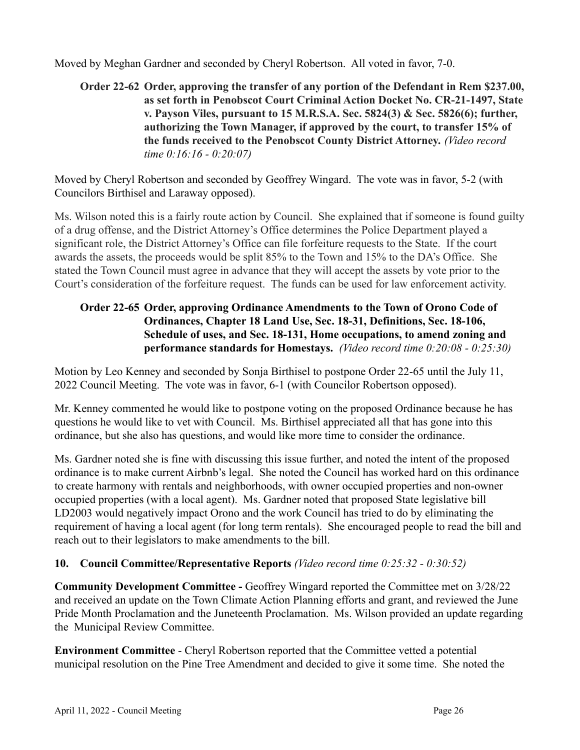Moved by Meghan Gardner and seconded by Cheryl Robertson. All voted in favor, 7-0.

**Order 22-62 Order, approving the transfer of any portion of the Defendant in Rem $237.00, as set forth in Penobscot Court Criminal Action Docket No. CR-21-1497, State v. Payson Viles, pursuant to 15 M.R.S.A. Sec. 5824(3) & Sec. 5826(6); further, authorizing the Town Manager, if approved by the court, to transfer 15% of the funds received to the Penobscot County District Attorney.** *(Video record time 0:16:16 - 0:20:07)*

Moved by Cheryl Robertson and seconded by Geoffrey Wingard. The vote was in favor, 5-2 (with Councilors Birthisel and Laraway opposed).

Ms. Wilson noted this is a fairly route action by Council. She explained that if someone is found guilty of a drug offense, and the District Attorney's Office determines the Police Department played a significant role, the District Attorney's Office can file forfeiture requests to the State. If the court awards the assets, the proceeds would be split 85% to the Town and 15% to the DA's Office. She stated the Town Council must agree in advance that they will accept the assets by vote prior to the Court's consideration of the forfeiture request. The funds can be used for law enforcement activity.

**Order 22-65 Order, approving Ordinance Amendments to the Town of Orono Code of Ordinances, Chapter 18 Land Use, Sec. 18-31, Definitions, Sec. 18-106, Schedule of uses, and Sec. 18-131, Home occupations, to amend zoning and performance standards for Homestays.** *(Video record time 0:20:08 - 0:25:30)*

Motion by Leo Kenney and seconded by Sonja Birthisel to postpone Order 22-65 until the July 11, 2022 Council Meeting. The vote was in favor, 6-1 (with Councilor Robertson opposed).

Mr. Kenney commented he would like to postpone voting on the proposed Ordinance because he has questions he would like to vet with Council. Ms. Birthisel appreciated all that has gone into this ordinance, but she also has questions, and would like more time to consider the ordinance.

Ms. Gardner noted she is fine with discussing this issue further, and noted the intent of the proposed ordinance is to make current Airbnb's legal. She noted the Council has worked hard on this ordinance to create harmony with rentals and neighborhoods, with owner occupied properties and non-owner occupied properties (with a local agent). Ms. Gardner noted that proposed State legislative bill LD2003 would negatively impact Orono and the work Council has tried to do by eliminating the requirement of having a local agent (for long term rentals). She encouraged people to read the bill and reach out to their legislators to make amendments to the bill.

**10. Council Committee/Representative Reports** *(Video record time 0:25:32 - 0:30:52)*

**Community Development Committee -** Geoffrey Wingard reported the Committee met on 3/28/22 and received an update on the Town Climate Action Planning efforts and grant, and reviewed the June Pride Month Proclamation and the Juneteenth Proclamation. Ms. Wilson provided an update regarding the Municipal Review Committee.

**Environment Committee** - Cheryl Robertson reported that the Committee vetted a potential municipal resolution on the Pine Tree Amendment and decided to give it some time. She noted the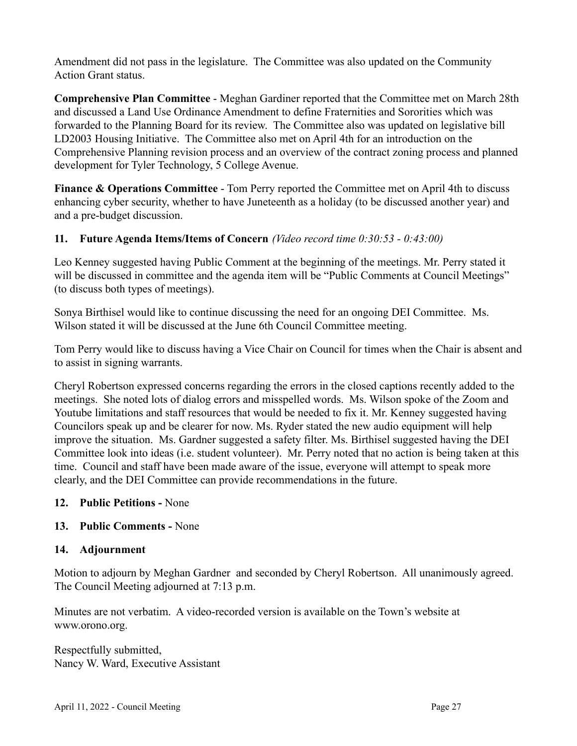Amendment did not pass in the legislature. The Committee was also updated on the Community Action Grant status.

**Comprehensive Plan Committee** - Meghan Gardiner reported that the Committee met on March 28th and discussed a Land Use Ordinance Amendment to define Fraternities and Sororities which was forwarded to the Planning Board for its review. The Committee also was updated on legislative bill LD2003 Housing Initiative. The Committee also met on April 4th for an introduction on the Comprehensive Planning revision process and an overview of the contract zoning process and planned development for Tyler Technology, 5 College Avenue.

**Finance & Operations Committee** - Tom Perry reported the Committee met on April 4th to discuss enhancing cyber security, whether to have Juneteenth as a holiday (to be discussed another year) and and a pre-budget discussion.

**11. Future Agenda Items/Items of Concern** *(Video record time 0:30:53 - 0:43:00)*

Leo Kenney suggested having Public Comment at the beginning of the meetings. Mr. Perry stated it will be discussed in committee and the agenda item will be "Public Comments at Council Meetings" (to discuss both types of meetings).

Sonya Birthisel would like to continue discussing the need for an ongoing DEI Committee. Ms. Wilson stated it will be discussed at the June 6th Council Committee meeting.

Tom Perry would like to discuss having a Vice Chair on Council for times when the Chair is absent and to assist in signing warrants.

Cheryl Robertson expressed concerns regarding the errors in the closed captions recently added to the meetings. She noted lots of dialog errors and misspelled words. Ms. Wilson spoke of the Zoom and Youtube limitations and staff resources that would be needed to fix it. Mr. Kenney suggested having Councilors speak up and be clearer for now. Ms. Ryder stated the new audio equipment will help improve the situation. Ms. Gardner suggested a safety filter. Ms. Birthisel suggested having the DEI Committee look into ideas (i.e. student volunteer). Mr. Perry noted that no action is being taken at this time. Council and staff have been made aware of the issue, everyone will attempt to speak more clearly, and the DEI Committee can provide recommendations in the future.

**12. Public Petitions -** None

**13. Public Comments -** None

**14. Adjournment**

Motion to adjourn by Meghan Gardner and seconded by Cheryl Robertson. All unanimously agreed. The Council Meeting adjourned at 7:13 p.m.

Minutes are not verbatim. A video-recorded version is available on the Town's website at www.orono.org.

Respectfully submitted,
Nancy W. Ward, Executive Assistant